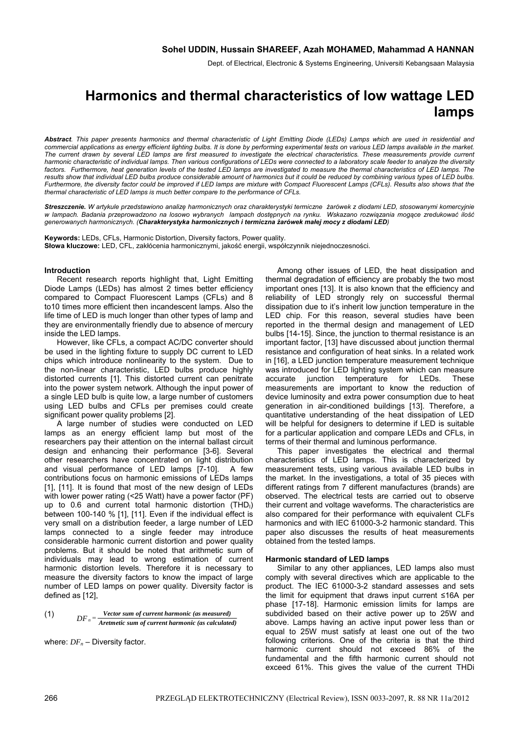**Sohel UDDIN, Hussain SHAREEF, Azah MOHAMED, Mahammad A HANNAN**

Dept. of Electrical, Electronic & Systems Engineering, Universiti Kebangsaan Malaysia

# Harmonics and thermal characteristics of low wattage LED lamps

***Abstract**. This paper presents harmonics and thermal characteristic of Light Emitting Diode (LEDs) Lamps which are used in residential and commercial applications as energy efficient lighting bulbs. It is done by performing experimental tests on various LED lamps available in the market. The current drawn by several LED lamps are first measured to investigate the electrical characteristics. These measurements provide current harmonic characteristic of individual lamps. Then various configurations of LEDs were connected to a laboratory scale feeder to analyze the diversity factors. Furthermore, heat generation levels of the tested LED lamps are investigated to measure the thermal characteristics of LED lamps. The results show that individual LED bulbs produce considerable amount of harmonics but it could be reduced by combining various types of LED bulbs. Furthermore, the diversity factor could be improved if LED lamps are mixture with Compact Fluorescent Lamps (CFLs). Results also shows that the thermal characteristic of LED lamps is much better compare to the performance of CFLs.*

***Streszczenie.** W artykule przedstawiono analizę harmonicznych oraz charakterystyki termiczne żarówek z diodami LED, stosowanymi komercyjnie w lampach. Badania przeprowadzono na losowo wybranych lampach dostępnych na rynku. Wskazano rozwiązania mogące zredukować ilość generowanych harmonicznych. (**Charakterystyka harmonicznych i termiczna żarówek małej mocy z diodami LED**)*

**Keywords:** LEDs, CFLs, Harmonic Distortion, Diversity factors, Power quality.
**Słowa kluczowe:** LED, CFL, zakłócenia harmonicznymi, jakość energii, współczynnik niejednoczesności.

## Introduction

Recent research reports highlight that, Light Emitting Diode Lamps (LEDs) has almost 2 times better efficiency compared to Compact Fluorescent Lamps (CFLs) and 8 to10 times more efficient then incandescent lamps. Also the life time of LED is much longer than other types of lamp and they are environmentally friendly due to absence of mercury inside the LED lamps.

However, like CFLs, a compact AC/DC converter should be used in the lighting fixture to supply DC current to LED chips which introduce nonlinearity to the system. Due to the non-linear characteristic, LED bulbs produce highly distorted currents [1]. This distorted current can penitrate into the power system network. Although the input power of a single LED bulb is quite low, a large number of customers using LED bulbs and CFLs per premises could create significant power quality problems [2].

A large number of studies were conducted on LED lamps as an energy efficient lamp but most of the researchers pay their attention on the internal ballast circuit design and enhancing their performance [3-6]. Several other researchers have concentrated on light distribution and visual performance of LED lamps [7-10]. A few contributions focus on harmonic emissions of LEDs lamps [1], [11]. It is found that most of the new design of LEDs with lower power rating (<25 Watt) have a power factor (PF) up to 0.6 and current total harmonic distortion ($THD_I$) between 100-140 % [1], [11]. Even if the individual effect is very small on a distribution feeder, a large number of LED lamps connected to a single feeder may introduce considerable harmonic current distortion and power quality problems. But it should be noted that arithmetic sum of individuals may lead to wrong estimation of current harmonic distortion levels. Therefore it is necessary to measure the diversity factors to know the impact of large number of LED lamps on power quality. Diversity factor is defined as [12],

$$(1)\qquad DF_n = \frac{\textit{Vector sum of current harmonic (as measured)}}{\textit{Aretmetic sum of current harmonic (as calculated)}}$$

where: $DF_n$ – Diversity factor.

Among other issues of LED, the heat dissipation and thermal degradation of efficiency are probably the two most important ones [13]. It is also known that the efficiency and reliability of LED strongly rely on successful thermal dissipation due to it's inherit low junction temperature in the LED chip. For this reason, several studies have been reported in the thermal design and management of LED bulbs [14-15]. Since, the junction to thermal resistance is an important factor, [13] have discussed about junction thermal resistance and configuration of heat sinks. In a related work in [16], a LED junction temperature measurement technique was introduced for LED lighting system which can measure accurate junction temperature for LEDs. These measurements are important to know the reduction of device luminosity and extra power consumption due to heat generation in air-conditioned buildings [13]. Therefore, a quantitative understanding of the heat dissipation of LED will be helpful for designers to determine if LED is suitable for a particular application and compare LEDs and CFLs, in terms of their thermal and luminous performance.

This paper investigates the electrical and thermal characteristics of LED lamps. This is characterized by measurement tests, using various available LED bulbs in the market. In the investigations, a total of 35 pieces with different ratings from 7 different manufactures (brands) are observed. The electrical tests are carried out to observe their current and voltage waveforms. The characteristics are also compared for their performance with equivalent CLFs harmonics and with IEC 61000-3-2 harmonic standard. This paper also discusses the results of heat measurements obtained from the tested lamps.

## Harmonic standard of LED lamps

Similar to any other appliances, LED lamps also must comply with several directives which are applicable to the product. The IEC 61000-3-2 standard assesses and sets the limit for equipment that draws input current ≤16A per phase [17-18]. Harmonic emission limits for lamps are subdivided based on their active power up to 25W and above. Lamps having an active input power less than or equal to 25W must satisfy at least one out of the two following criterions. One of the criteria is that the third harmonic current should not exceed 86% of the fundamental and the fifth harmonic current should not exceed 61%. This gives the value of the current THDi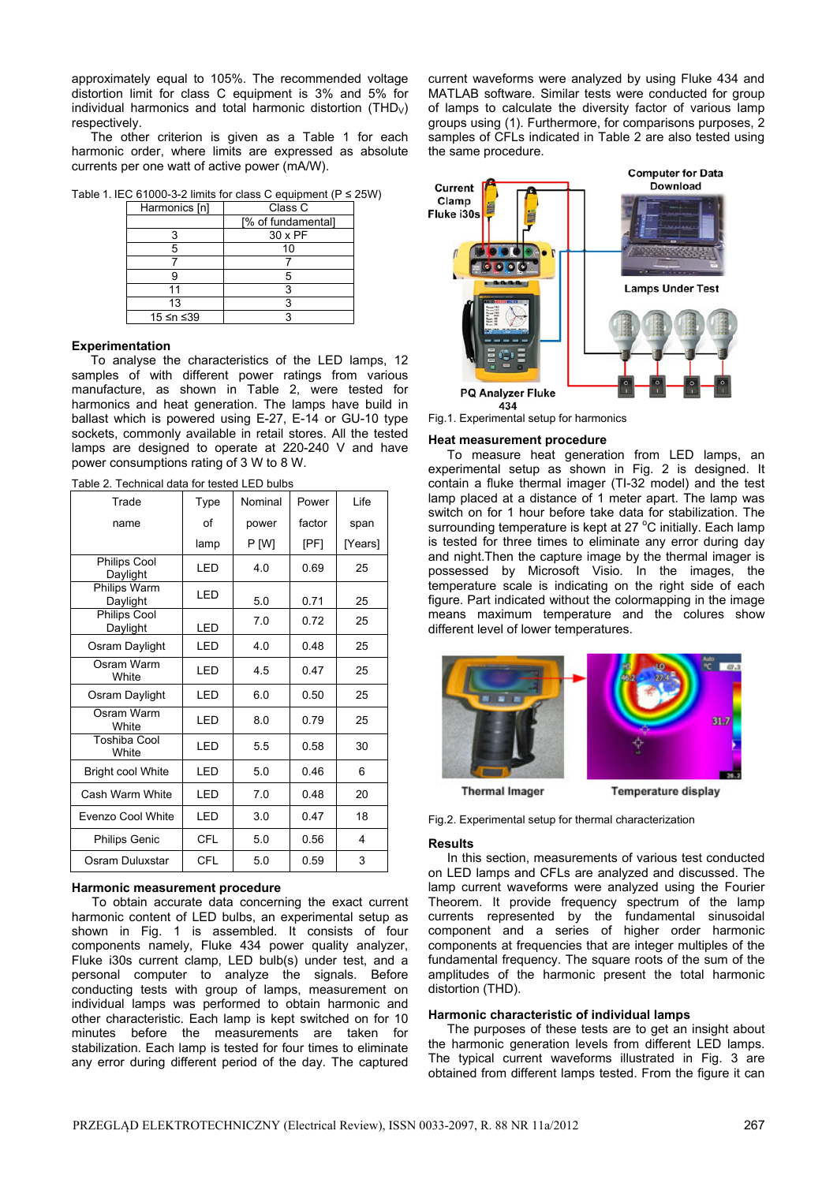approximately equal to 105%. The recommended voltage distortion limit for class C equipment is 3% and 5% for individual harmonics and total harmonic distortion ($THD_V$) respectively.

The other criterion is given as a Table 1 for each harmonic order, where limits are expressed as absolute currents per one watt of active power (mA/W).

Table 1. IEC 61000-3-2 limits for class C equipment (P ≤ 25W)

| Harmonics [n] | Class C |
|---|---|
| | [% of fundamental] |
| 3 | 30 x PF |
| 5 | 10 |
| 7 | 7 |
| 9 | 5 |
| 11 | 3 |
| 13 | 3 |
| 15 ≤n ≤39 | 3 |

**Experimentation**

To analyse the characteristics of the LED lamps, 12 samples of with different power ratings from various manufacture, as shown in Table 2, were tested for harmonics and heat generation. The lamps have build in ballast which is powered using E-27, E-14 or GU-10 type sockets, commonly available in retail stores. All the tested lamps are designed to operate at 220-240 V and have power consumptions rating of 3 W to 8 W.

Table 2. Technical data for tested LED bulbs

| Trade name | Type of lamp | Nominal power P [W] | Power factor [PF] | Life span [Years] |
|---|---|---|---|---|
| Philips Cool Daylight | LED | 4.0 | 0.69 | 25 |
| Philips Warm Daylight | LED | 5.0 | 0.71 | 25 |
| Philips Cool Daylight | LED | 7.0 | 0.72 | 25 |
| Osram Daylight | LED | 4.0 | 0.48 | 25 |
| Osram Warm White | LED | 4.5 | 0.47 | 25 |
| Osram Daylight | LED | 6.0 | 0.50 | 25 |
| Osram Warm White | LED | 8.0 | 0.79 | 25 |
| Toshiba Cool White | LED | 5.5 | 0.58 | 30 |
| Bright cool White | LED | 5.0 | 0.46 | 6 |
| Cash Warm White | LED | 7.0 | 0.48 | 20 |
| Evenzo Cool White | LED | 3.0 | 0.47 | 18 |
| Philips Genic | CFL | 5.0 | 0.56 | 4 |
| Osram Duluxstar | CFL | 5.0 | 0.59 | 3 |

**Harmonic measurement procedure**

To obtain accurate data concerning the exact current harmonic content of LED bulbs, an experimental setup as shown in Fig. 1 is assembled. It consists of four components namely, Fluke 434 power quality analyzer, Fluke i30s current clamp, LED bulb(s) under test, and a personal computer to analyze the signals. Before conducting tests with group of lamps, measurement on individual lamps was performed to obtain harmonic and other characteristic. Each lamp is kept switched on for 10 minutes before the measurements are taken for stabilization. Each lamp is tested for four times to eliminate any error during different period of the day. The captured current waveforms were analyzed by using Fluke 434 and MATLAB software. Similar tests were conducted for group of lamps to calculate the diversity factor of various lamp groups using (1). Furthermore, for comparisons purposes, 2 samples of CFLs indicated in Table 2 are also tested using the same procedure.

Fig.1. Experimental setup for harmonics

**Heat measurement procedure**

To measure heat generation from LED lamps, an experimental setup as shown in Fig. 2 is designed. It contain a fluke thermal imager (TI-32 model) and the test lamp placed at a distance of 1 meter apart. The lamp was switch on for 1 hour before take data for stabilization. The surrounding temperature is kept at 27 °C initially. Each lamp is tested for three times to eliminate any error during day and night.Then the capture image by the thermal imager is possessed by Microsoft Visio. In the images, the temperature scale is indicating on the right side of each figure. Part indicated without the colormapping in the image means maximum temperature and the colures show different level of lower temperatures.

Fig.2. Experimental setup for thermal characterization

**Results**

In this section, measurements of various test conducted on LED lamps and CFLs are analyzed and discussed. The lamp current waveforms were analyzed using the Fourier Theorem. It provide frequency spectrum of the lamp currents represented by the fundamental sinusoidal component and a series of higher order harmonic components at frequencies that are integer multiples of the fundamental frequency. The square roots of the sum of the amplitudes of the harmonic present the total harmonic distortion (THD).

**Harmonic characteristic of individual lamps**

The purposes of these tests are to get an insight about the harmonic generation levels from different LED lamps. The typical current waveforms illustrated in Fig. 3 are obtained from different lamps tested. From the figure it can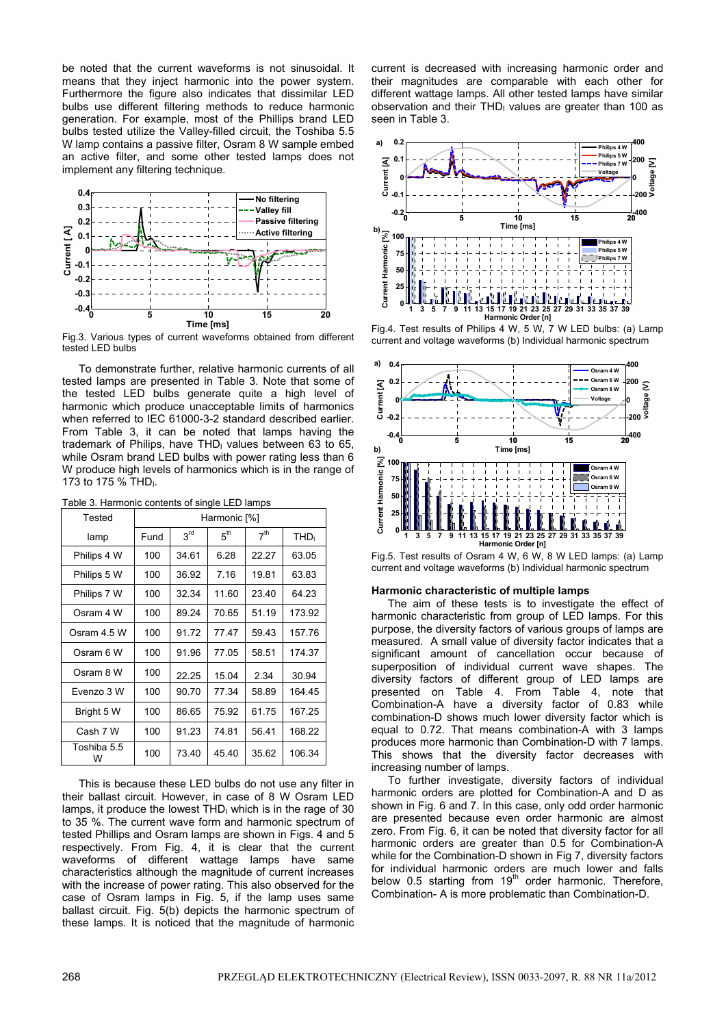be noted that the current waveforms is not sinusoidal. It means that they inject harmonic into the power system. Furthermore the figure also indicates that dissimilar LED bulbs use different filtering methods to reduce harmonic generation. For example, most of the Phillips brand LED bulbs tested utilize the Valley-filled circuit, the Toshiba 5.5 W lamp contains a passive filter, Osram 8 W sample embed an active filter, and some other tested lamps does not implement any filtering technique.

Fig.3. Various types of current waveforms obtained from different tested LED bulbs

To demonstrate further, relative harmonic currents of all tested lamps are presented in Table 3. Note that some of the tested LED bulbs generate quite a high level of harmonic which produce unacceptable limits of harmonics when referred to IEC 61000-3-2 standard described earlier. From Table 3, it can be noted that lamps having the trademark of Philips, have $THD_I$ values between 63 to 65, while Osram brand LED bulbs with power rating less than 6 W produce high levels of harmonics which is in the range of 173 to 175 % $THD_I$.

Table 3. Harmonic contents of single LED lamps

| Tested lamp | Harmonic [%] | | | | |
|---|---|---|---|---|---|
| | Fund | $3^{rd}$ | $5^{th}$ | $7^{th}$ | $THD_I$ |
| Philips 4 W | 100 | 34.61 | 6.28 | 22.27 | 63.05 |
| Philips 5 W | 100 | 36.92 | 7.16 | 19.81 | 63.83 |
| Philips 7 W | 100 | 32.34 | 11.60 | 23.40 | 64.23 |
| Osram 4 W | 100 | 89.24 | 70.65 | 51.19 | 173.92 |
| Osram 4.5 W | 100 | 91.72 | 77.47 | 59.43 | 157.76 |
| Osram 6 W | 100 | 91.96 | 77.05 | 58.51 | 174.37 |
| Osram 8 W | 100 | 22.25 | 15.04 | 2.34 | 30.94 |
| Evenzo 3 W | 100 | 90.70 | 77.34 | 58.89 | 164.45 |
| Bright 5 W | 100 | 86.65 | 75.92 | 61.75 | 167.25 |
| Cash 7 W | 100 | 91.23 | 74.81 | 56.41 | 168.22 |
| Toshiba 5.5 W | 100 | 73.40 | 45.40 | 35.62 | 106.34 |

This is because these LED bulbs do not use any filter in their ballast circuit. However, in case of 8 W Osram LED lamps, it produce the lowest $THD_I$ which is in the rage of 30 to 35 %. The current wave form and harmonic spectrum of tested Phillips and Osram lamps are shown in Figs. 4 and 5 respectively. From Fig. 4, it is clear that the current waveforms of different wattage lamps have same characteristics although the magnitude of current increases with the increase of power rating. This also observed for the case of Osram lamps in Fig. 5, if the lamp uses same ballast circuit. Fig. 5(b) depicts the harmonic spectrum of these lamps. It is noticed that the magnitude of harmonic current is decreased with increasing harmonic order and their magnitudes are comparable with each other for different wattage lamps. All other tested lamps have similar observation and their $THD_I$ values are greater than 100 as seen in Table 3.

Fig.4. Test results of Philips 4 W, 5 W, 7 W LED bulbs: (a) Lamp current and voltage waveforms (b) Individual harmonic spectrum

Fig.5. Test results of Osram 4 W, 6 W, 8 W LED lamps: (a) Lamp current and voltage waveforms (b) Individual harmonic spectrum

**Harmonic characteristic of multiple lamps**

The aim of these tests is to investigate the effect of harmonic characteristic from group of LED lamps. For this purpose, the diversity factors of various groups of lamps are measured. A small value of diversity factor indicates that a significant amount of cancellation occur because of superposition of individual current wave shapes. The diversity factors of different group of LED lamps are presented on Table 4. From Table 4, note that Combination-A have a diversity factor of 0.83 while combination-D shows much lower diversity factor which is equal to 0.72. That means combination-A with 3 lamps produces more harmonic than Combination-D with 7 lamps. This shows that the diversity factor decreases with increasing number of lamps.

To further investigate, diversity factors of individual harmonic orders are plotted for Combination-A and D as shown in Fig. 6 and 7. In this case, only odd order harmonic are presented because even order harmonic are almost zero. From Fig. 6, it can be noted that diversity factor for all harmonic orders are greater than 0.5 for Combination-A while for the Combination-D shown in Fig 7, diversity factors for individual harmonic orders are much lower and falls below 0.5 starting from 19th order harmonic. Therefore, Combination- A is more problematic than Combination-D.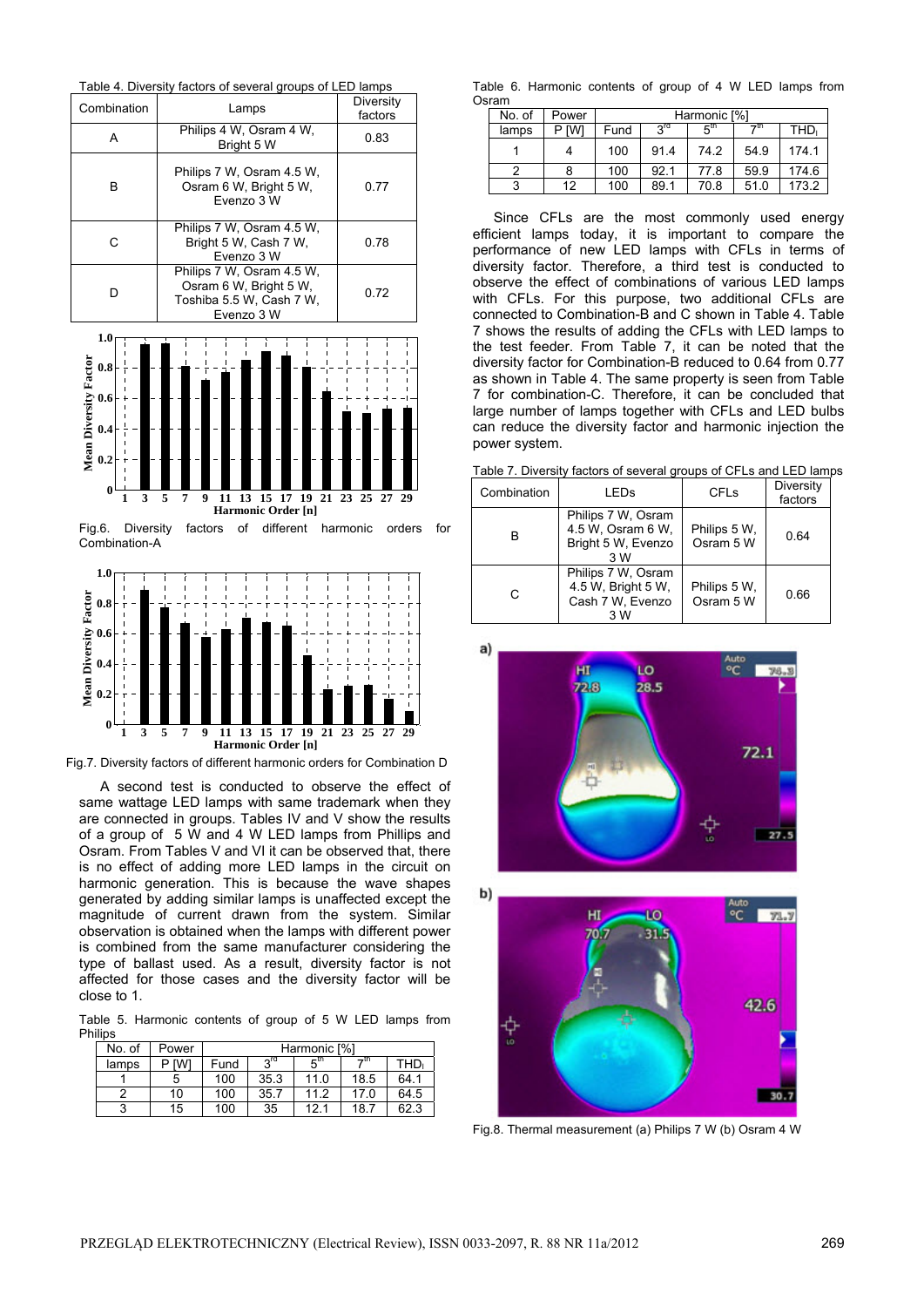Table 4. Diversity factors of several groups of LED lamps

| Combination | Lamps | Diversity factors |
|---|---|---|
| A | Philips 4 W, Osram 4 W, Bright 5 W | 0.83 |
| B | Philips 7 W, Osram 4.5 W, Osram 6 W, Bright 5 W, Evenzo 3 W | 0.77 |
| C | Philips 7 W, Osram 4.5 W, Bright 5 W, Cash 7 W, Evenzo 3 W | 0.78 |
| D | Philips 7 W, Osram 4.5 W, Osram 6 W, Bright 5 W, Toshiba 5.5 W, Cash 7 W, Evenzo 3 W | 0.72 |

Fig.6. Diversity factors of different harmonic orders for Combination-A

Fig.7. Diversity factors of different harmonic orders for Combination D

A second test is conducted to observe the effect of same wattage LED lamps with same trademark when they are connected in groups. Tables IV and V show the results of a group of 5 W and 4 W LED lamps from Phillips and Osram. From Tables V and VI it can be observed that, there is no effect of adding more LED lamps in the circuit on harmonic generation. This is because the wave shapes generated by adding similar lamps is unaffected except the magnitude of current drawn from the system. Similar observation is obtained when the lamps with different power is combined from the same manufacturer considering the type of ballast used. As a result, diversity factor is not affected for those cases and the diversity factor will be close to 1.

Table 5. Harmonic contents of group of 5 W LED lamps from Philips

| No. of lamps | Power P [W] | Harmonic [%] | | | | |
|---|---|---|---|---|---|---|
| | | Fund | $3^{rd}$ | $5^{th}$ | $7^{th}$ | $THD_I$ |
| 1 | 5 | 100 | 35.3 | 11.0 | 18.5 | 64.1 |
| 2 | 10 | 100 | 35.7 | 11.2 | 17.0 | 64.5 |
| 3 | 15 | 100 | 35 | 12.1 | 18.7 | 62.3 |

Table 6. Harmonic contents of group of 4 W LED lamps from Osram

| No. of lamps | Power P [W] | Harmonic [%] | | | | |
|---|---|---|---|---|---|---|
| | | Fund | $3^{rd}$ | $5^{th}$ | $7^{th}$ | $THD_I$ |
| 1 | 4 | 100 | 91.4 | 74.2 | 54.9 | 174.1 |
| 2 | 8 | 100 | 92.1 | 77.8 | 59.9 | 174.6 |
| 3 | 12 | 100 | 89.1 | 70.8 | 51.0 | 173.2 |

Since CFLs are the most commonly used energy efficient lamps today, it is important to compare the performance of new LED lamps with CFLs in terms of diversity factor. Therefore, a third test is conducted to observe the effect of combinations of various LED lamps with CFLs. For this purpose, two additional CFLs are connected to Combination-B and C shown in Table 4. Table 7 shows the results of adding the CFLs with LED lamps to the test feeder. From Table 7, it can be noted that the diversity factor for Combination-B reduced to 0.64 from 0.77 as shown in Table 4. The same property is seen from Table 7 for combination-C. Therefore, it can be concluded that large number of lamps together with CFLs and LED bulbs can reduce the diversity factor and harmonic injection the power system.

Table 7. Diversity factors of several groups of CFLs and LED lamps

| Combination | LEDs | CFLs | Diversity factors |
|---|---|---|---|
| B | Philips 7 W, Osram 4.5 W, Osram 6 W, Bright 5 W, Evenzo 3 W | Philips 5 W, Osram 5 W | 0.64 |
| C | Philips 7 W, Osram 4.5 W, Bright 5 W, Cash 7 W, Evenzo 3 W | Philips 5 W, Osram 5 W | 0.66 |

Fig.8. Thermal measurement (a) Philips 7 W (b) Osram 4 W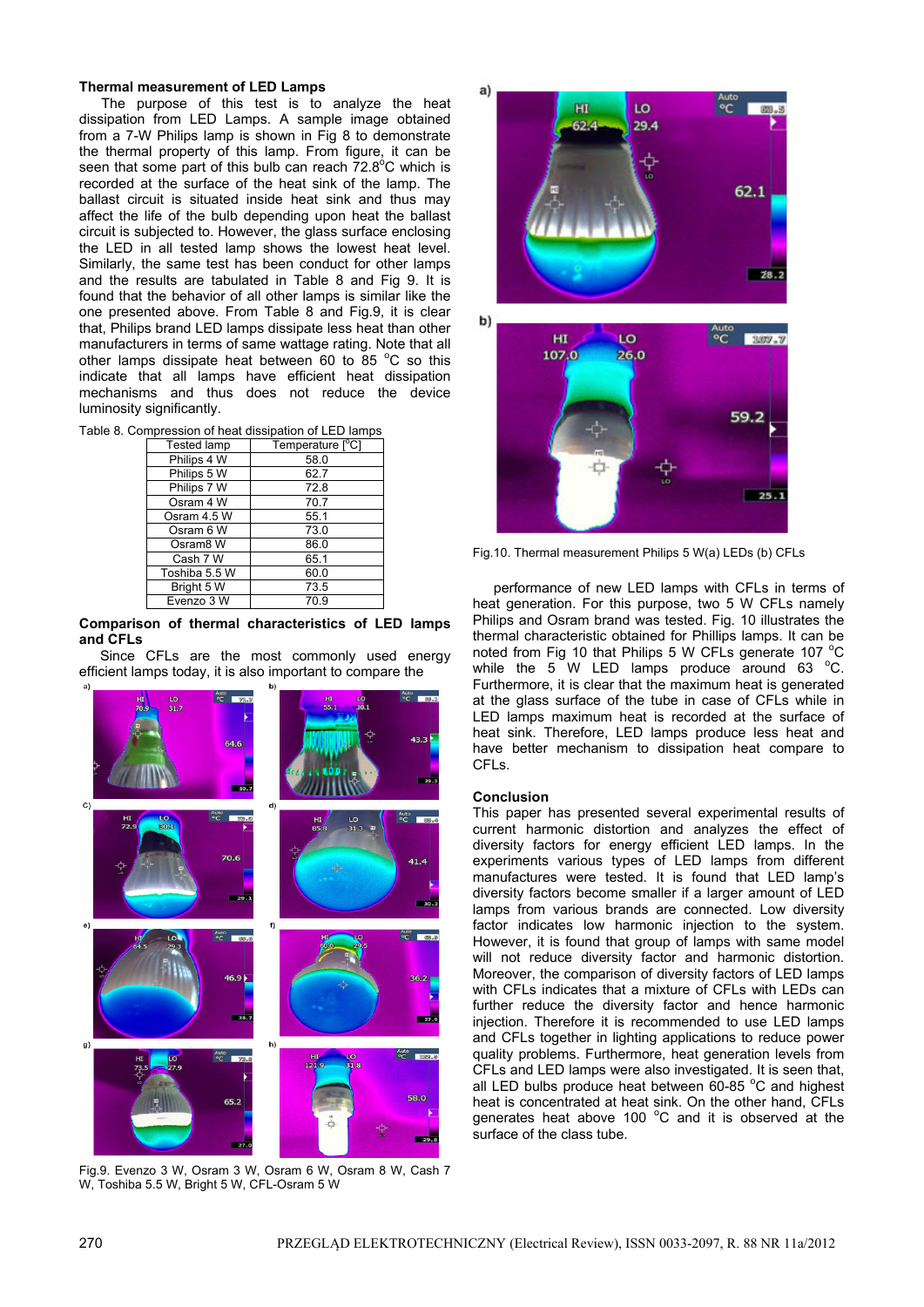**Thermal measurement of LED Lamps**

The purpose of this test is to analyze the heat dissipation from LED Lamps. A sample image obtained from a 7-W Philips lamp is shown in Fig 8 to demonstrate the thermal property of this lamp. From figure, it can be seen that some part of this bulb can reach 72.8°C which is recorded at the surface of the heat sink of the lamp. The ballast circuit is situated inside heat sink and thus may affect the life of the bulb depending upon heat the ballast circuit is subjected to. However, the glass surface enclosing the LED in all tested lamp shows the lowest heat level. Similarly, the same test has been conduct for other lamps and the results are tabulated in Table 8 and Fig 9. It is found that the behavior of all other lamps is similar like the one presented above. From Table 8 and Fig.9, it is clear that, Philips brand LED lamps dissipate less heat than other manufacturers in terms of same wattage rating. Note that all other lamps dissipate heat between 60 to 85 °C so this indicate that all lamps have efficient heat dissipation mechanisms and thus does not reduce the device luminosity significantly.

Table 8. Compression of heat dissipation of LED lamps

| Tested lamp | Temperature [°C] |
|---|---|
| Philips 4 W | 58.0 |
| Philips 5 W | 62.7 |
| Philips 7 W | 72.8 |
| Osram 4 W | 70.7 |
| Osram 4.5 W | 55.1 |
| Osram 6 W | 73.0 |
| Osram8 W | 86.0 |
| Cash 7 W | 65.1 |
| Toshiba 5.5 W | 60.0 |
| Bright 5 W | 73.5 |
| Evenzo 3 W | 70.9 |

**Comparison of thermal characteristics of LED lamps and CFLs**

Since CFLs are the most commonly used energy efficient lamps today, it is also important to compare the performance of new LED lamps with CFLs in terms of heat generation. For this purpose, two 5 W CFLs namely Philips and Osram brand was tested. Fig. 10 illustrates the thermal characteristic obtained for Phillips lamps. It can be noted from Fig 10 that Philips 5 W CFLs generate 107 °C while the 5 W LED lamps produce around 63 °C. Furthermore, it is clear that the maximum heat is generated at the glass surface of the tube in case of CFLs while in LED lamps maximum heat is recorded at the surface of heat sink. Therefore, LED lamps produce less heat and have better mechanism to dissipation heat compare to CFLs.

Fig.9. Evenzo 3 W, Osram 3 W, Osram 6 W, Osram 8 W, Cash 7 W, Toshiba 5.5 W, Bright 5 W, CFL-Osram 5 W

Fig.10. Thermal measurement Philips 5 W(a) LEDs (b) CFLs

**Conclusion**

This paper has presented several experimental results of current harmonic distortion and analyzes the effect of diversity factors for energy efficient LED lamps. In the experiments various types of LED lamps from different manufactures were tested. It is found that LED lamp's diversity factors become smaller if a larger amount of LED lamps from various brands are connected. Low diversity factor indicates low harmonic injection to the system. However, it is found that group of lamps with same model will not reduce diversity factor and harmonic distortion. Moreover, the comparison of diversity factors of LED lamps with CFLs indicates that a mixture of CFLs with LEDs can further reduce the diversity factor and hence harmonic injection. Therefore it is recommended to use LED lamps and CFLs together in lighting applications to reduce power quality problems. Furthermore, heat generation levels from CFLs and LED lamps were also investigated. It is seen that, all LED bulbs produce heat between 60-85 °C and highest heat is concentrated at heat sink. On the other hand, CFLs generates heat above 100 °C and it is observed at the surface of the class tube.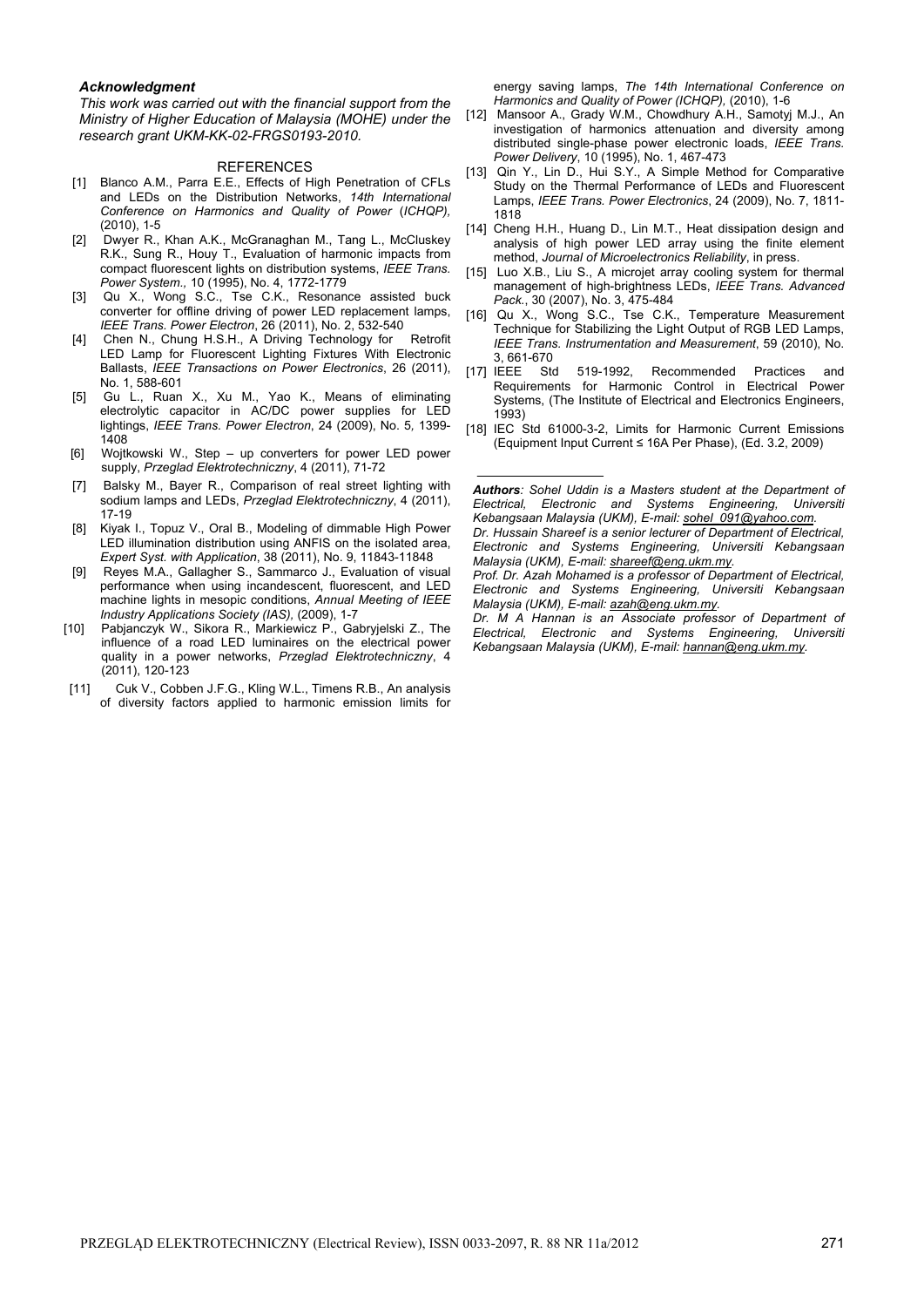### *Acknowledgment*

*This work was carried out with the financial support from the Ministry of Higher Education of Malaysia (MOHE) under the research grant UKM-KK-02-FRGS0193-2010.*

### REFERENCES

[1] Blanco A.M., Parra E.E., Effects of High Penetration of CFLs and LEDs on the Distribution Networks, *14th International Conference on Harmonics and Quality of Power* (*ICHQP),* (2010), 1-5

[2] Dwyer R., Khan A.K., McGranaghan M., Tang L., McCluskey R.K., Sung R., Houy T., Evaluation of harmonic impacts from compact fluorescent lights on distribution systems, *IEEE Trans. Power System.,* 10 (1995), No. 4, 1772-1779

[3] Qu X., Wong S.C., Tse C.K., Resonance assisted buck converter for offline driving of power LED replacement lamps, *IEEE Trans. Power Electron*, 26 (2011), No. 2, 532-540

[4] Chen N., Chung H.S.H., A Driving Technology for Retrofit LED Lamp for Fluorescent Lighting Fixtures With Electronic Ballasts, *IEEE Transactions on Power Electronics*, 26 (2011), No. 1, 588-601

[5] Gu L., Ruan X., Xu M., Yao K., Means of eliminating electrolytic capacitor in AC/DC power supplies for LED lightings, *IEEE Trans. Power Electron*, 24 (2009), No. 5, 1399-1408

[6] Wojtkowski W., Step – up converters for power LED power supply, *Przeglad Elektrotechniczny*, 4 (2011), 71-72

[7] Balsky M., Bayer R., Comparison of real street lighting with sodium lamps and LEDs, *Przeglad Elektrotechniczny*, 4 (2011), 17-19

[8] Kiyak I., Topuz V., Oral B., Modeling of dimmable High Power LED illumination distribution using ANFIS on the isolated area, *Expert Syst. with Application*, 38 (2011), No. 9, 11843-11848

[9] Reyes M.A., Gallagher S., Sammarco J., Evaluation of visual performance when using incandescent, fluorescent, and LED machine lights in mesopic conditions, *Annual Meeting of IEEE Industry Applications Society (IAS),* (2009), 1-7

[10] Pabjanczyk W., Sikora R., Markiewicz P., Gabryjelski Z., The influence of a road LED luminaires on the electrical power quality in a power networks, *Przeglad Elektrotechniczny*, 4 (2011), 120-123

[11] Cuk V., Cobben J.F.G., Kling W.L., Timens R.B., An analysis of diversity factors applied to harmonic emission limits for energy saving lamps, *The 14th International Conference on Harmonics and Quality of Power (ICHQP),* (2010), 1-6

[12] Mansoor A., Grady W.M., Chowdhury A.H., Samotyj M.J., An investigation of harmonics attenuation and diversity among distributed single-phase power electronic loads, *IEEE Trans. Power Delivery*, 10 (1995), No. 1, 467-473

[13] Qin Y., Lin D., Hui S.Y., A Simple Method for Comparative Study on the Thermal Performance of LEDs and Fluorescent Lamps, *IEEE Trans. Power Electronics*, 24 (2009), No. 7, 1811-1818

[14] Cheng H.H., Huang D., Lin M.T., Heat dissipation design and analysis of high power LED array using the finite element method, *Journal of Microelectronics Reliability*, in press.

[15] Luo X.B., Liu S., A microjet array cooling system for thermal management of high-brightness LEDs, *IEEE Trans. Advanced Pack.*, 30 (2007), No. 3, 475-484

[16] Qu X., Wong S.C., Tse C.K., Temperature Measurement Technique for Stabilizing the Light Output of RGB LED Lamps, *IEEE Trans. Instrumentation and Measurement*, 59 (2010), No. 3, 661-670

[17] IEEE Std 519-1992, Recommended Practices and Requirements for Harmonic Control in Electrical Power Systems, (The Institute of Electrical and Electronics Engineers, 1993)

[18] IEC Std 61000-3-2, Limits for Harmonic Current Emissions (Equipment Input Current ≤ 16A Per Phase), (Ed. 3.2, 2009)

---

***Authors****: Sohel Uddin is a Masters student at the Department of Electrical, Electronic and Systems Engineering, Universiti Kebangsaan Malaysia (UKM), E-mail: sohel_091@yahoo.com.*

*Dr. Hussain Shareef is a senior lecturer of Department of Electrical, Electronic and Systems Engineering, Universiti Kebangsaan Malaysia (UKM), E-mail: shareef@eng.ukm.my.*

*Prof. Dr. Azah Mohamed is a professor of Department of Electrical, Electronic and Systems Engineering, Universiti Kebangsaan Malaysia (UKM), E-mail: azah@eng.ukm.my.*

*Dr. M A Hannan is an Associate professor of Department of Electrical, Electronic and Systems Engineering, Universiti Kebangsaan Malaysia (UKM), E-mail: hannan@eng.ukm.my.*